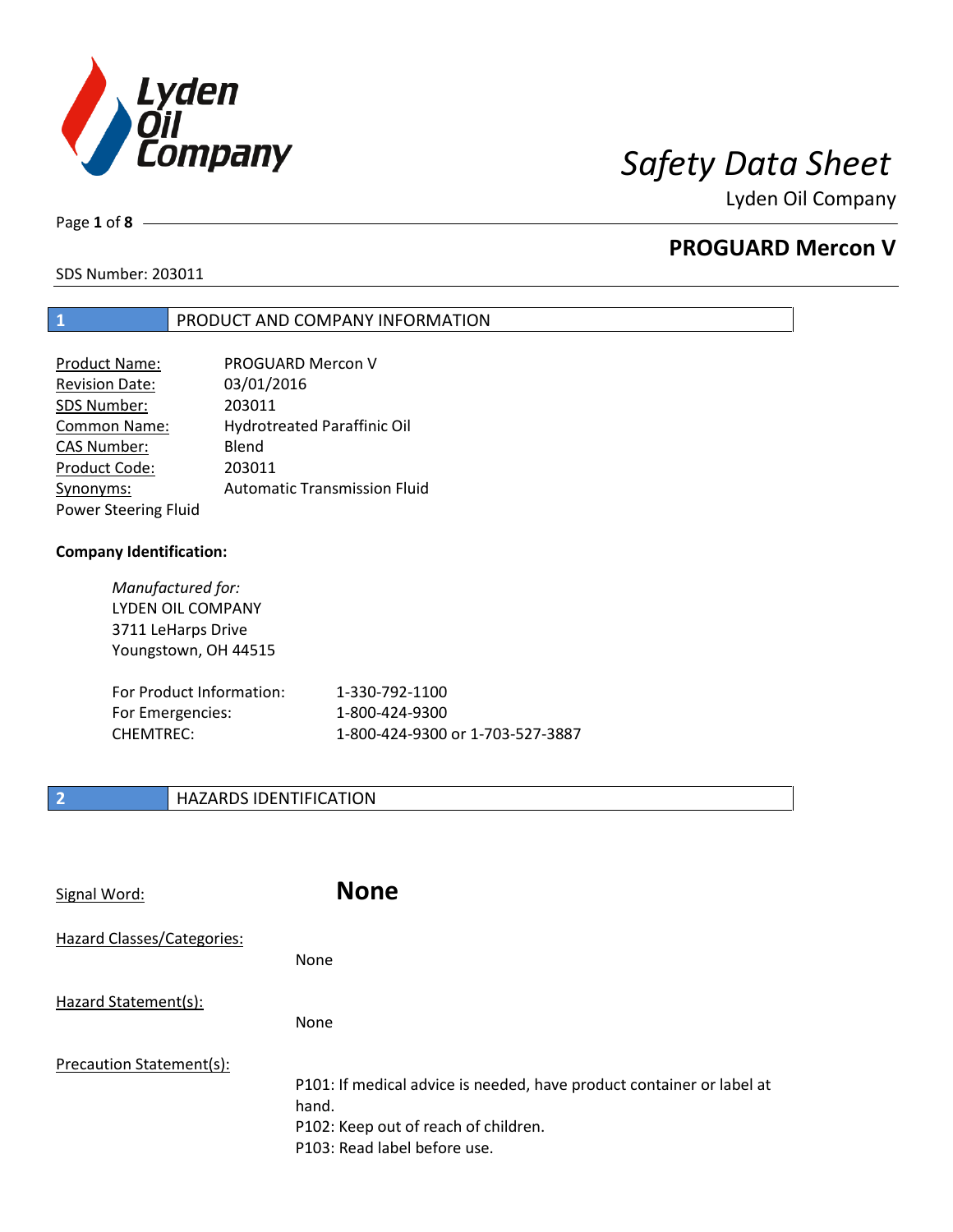# Safety Data Sheet

Lyden Oil Company

## PROGUARD Mercon V

SDS Number: 203011

## 1 PRODUCT AND COMPANY INFORMATION

Product Name: PROGUARD Mercon V
Revision Date: 03/01/2016
SDS Number: 203011
Common Name: Hydrotreated Paraffinic Oil
CAS Number: Blend
Product Code: 203011
Synonyms: Automatic Transmission Fluid
Power Steering Fluid

**Company Identification:**

*Manufactured for:*
LYDEN OIL COMPANY
3711 LeHarps Drive
Youngstown, OH 44515

For Product Information: 1-330-792-1100
For Emergencies: 1-800-424-9300
CHEMTREC: 1-800-424-9300 or 1-703-527-3887

## 2 HAZARDS IDENTIFICATION

Signal Word: **None**

Hazard Classes/Categories:

None

Hazard Statement(s):

None

Precaution Statement(s):

P101: If medical advice is needed, have product container or label at hand.
P102: Keep out of reach of children.
P103: Read label before use.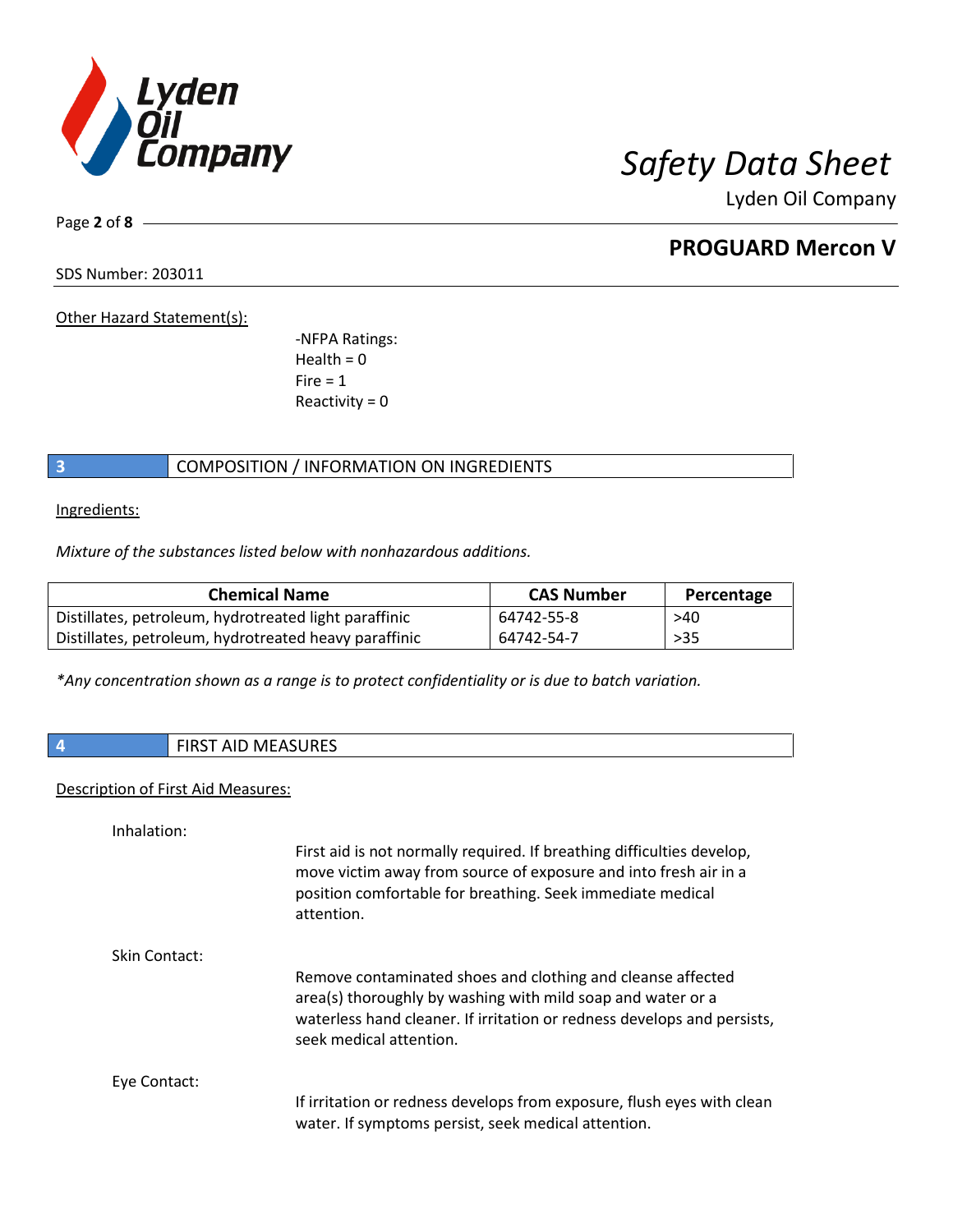Other Hazard Statement(s):

-NFPA Ratings:
Health = 0
Fire = 1
Reactivity = 0

## 3 COMPOSITION / INFORMATION ON INGREDIENTS

Ingredients:

*Mixture of the substances listed below with nonhazardous additions.*

| Chemical Name | CAS Number | Percentage |
|---|---|---|
| Distillates, petroleum, hydrotreated light paraffinic | 64742-55-8 | >40 |
| Distillates, petroleum, hydrotreated heavy paraffinic | 64742-54-7 | >35 |

*\*Any concentration shown as a range is to protect confidentiality or is due to batch variation.*

## 4 FIRST AID MEASURES

Description of First Aid Measures:

Inhalation:

First aid is not normally required. If breathing difficulties develop, move victim away from source of exposure and into fresh air in a position comfortable for breathing. Seek immediate medical attention.

Skin Contact:

Remove contaminated shoes and clothing and cleanse affected area(s) thoroughly by washing with mild soap and water or a waterless hand cleaner. If irritation or redness develops and persists, seek medical attention.

Eye Contact:

If irritation or redness develops from exposure, flush eyes with clean water. If symptoms persist, seek medical attention.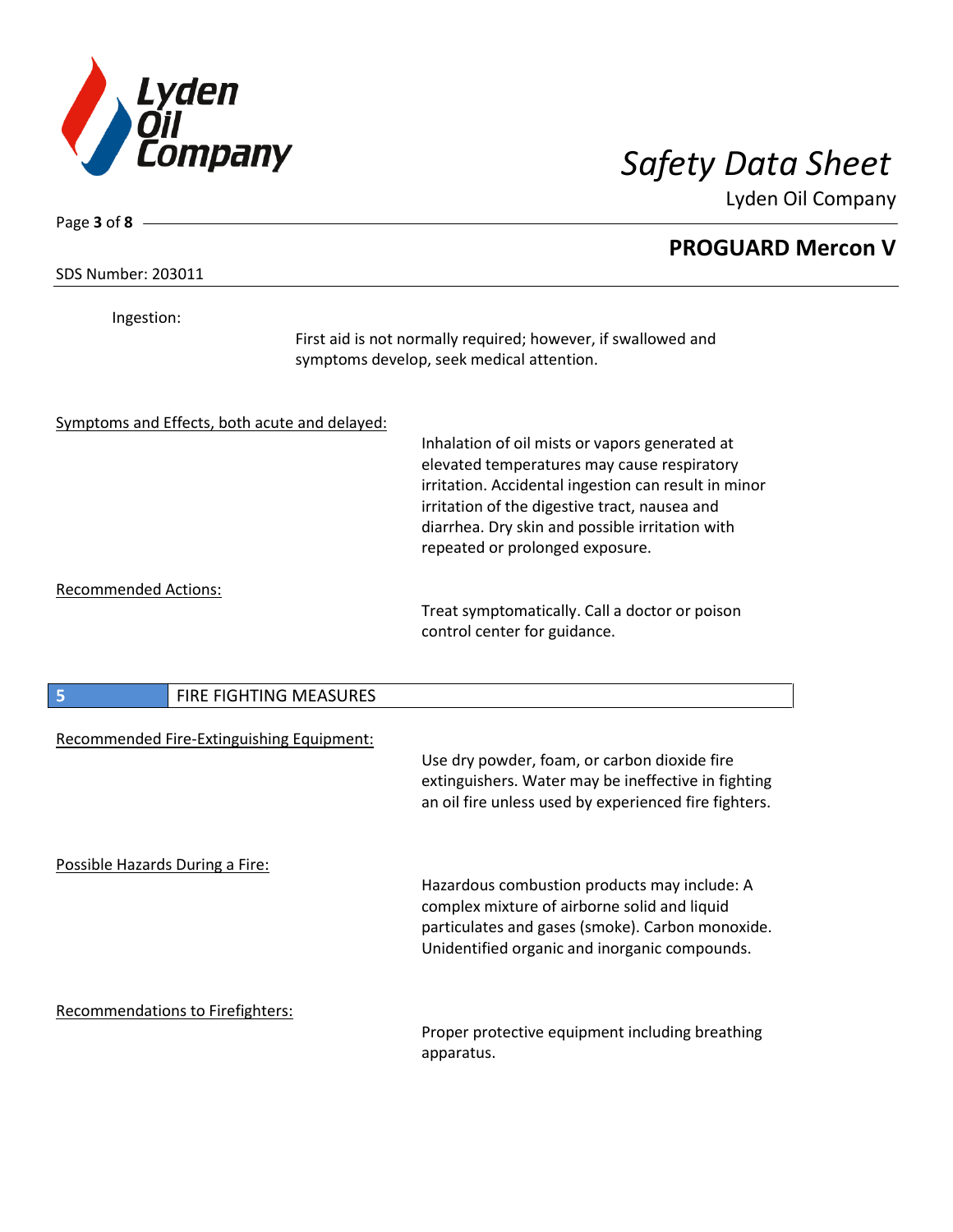Ingestion:

First aid is not normally required; however, if swallowed and symptoms develop, seek medical attention.

Symptoms and Effects, both acute and delayed:

Inhalation of oil mists or vapors generated at elevated temperatures may cause respiratory irritation. Accidental ingestion can result in minor irritation of the digestive tract, nausea and diarrhea. Dry skin and possible irritation with repeated or prolonged exposure.

Recommended Actions:

Treat symptomatically. Call a doctor or poison control center for guidance.

## 5 FIRE FIGHTING MEASURES

Recommended Fire-Extinguishing Equipment:

Use dry powder, foam, or carbon dioxide fire extinguishers. Water may be ineffective in fighting an oil fire unless used by experienced fire fighters.

Possible Hazards During a Fire:

Hazardous combustion products may include: A complex mixture of airborne solid and liquid particulates and gases (smoke). Carbon monoxide. Unidentified organic and inorganic compounds.

Recommendations to Firefighters:

Proper protective equipment including breathing apparatus.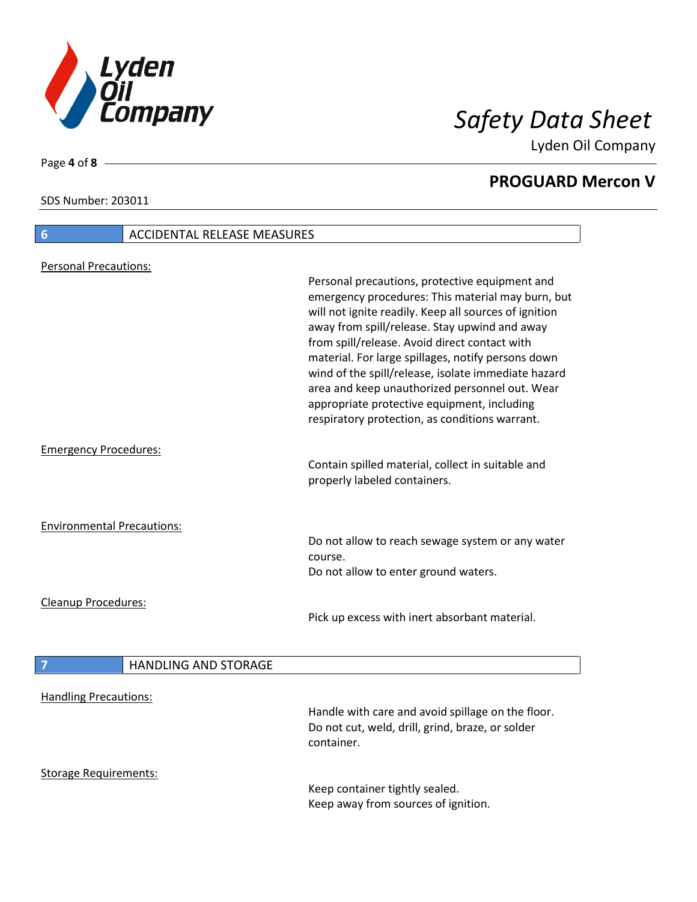## 6 ACCIDENTAL RELEASE MEASURES

**Personal Precautions:**

Personal precautions, protective equipment and emergency procedures: This material may burn, but will not ignite readily. Keep all sources of ignition away from spill/release. Stay upwind and away from spill/release. Avoid direct contact with material. For large spillages, notify persons down wind of the spill/release, isolate immediate hazard area and keep unauthorized personnel out. Wear appropriate protective equipment, including respiratory protection, as conditions warrant.

**Emergency Procedures:**

Contain spilled material, collect in suitable and properly labeled containers.

**Environmental Precautions:**

Do not allow to reach sewage system or any water course.
Do not allow to enter ground waters.

**Cleanup Procedures:**

Pick up excess with inert absorbant material.

## 7 HANDLING AND STORAGE

**Handling Precautions:**

Handle with care and avoid spillage on the floor.
Do not cut, weld, drill, grind, braze, or solder container.

**Storage Requirements:**

Keep container tightly sealed.
Keep away from sources of ignition.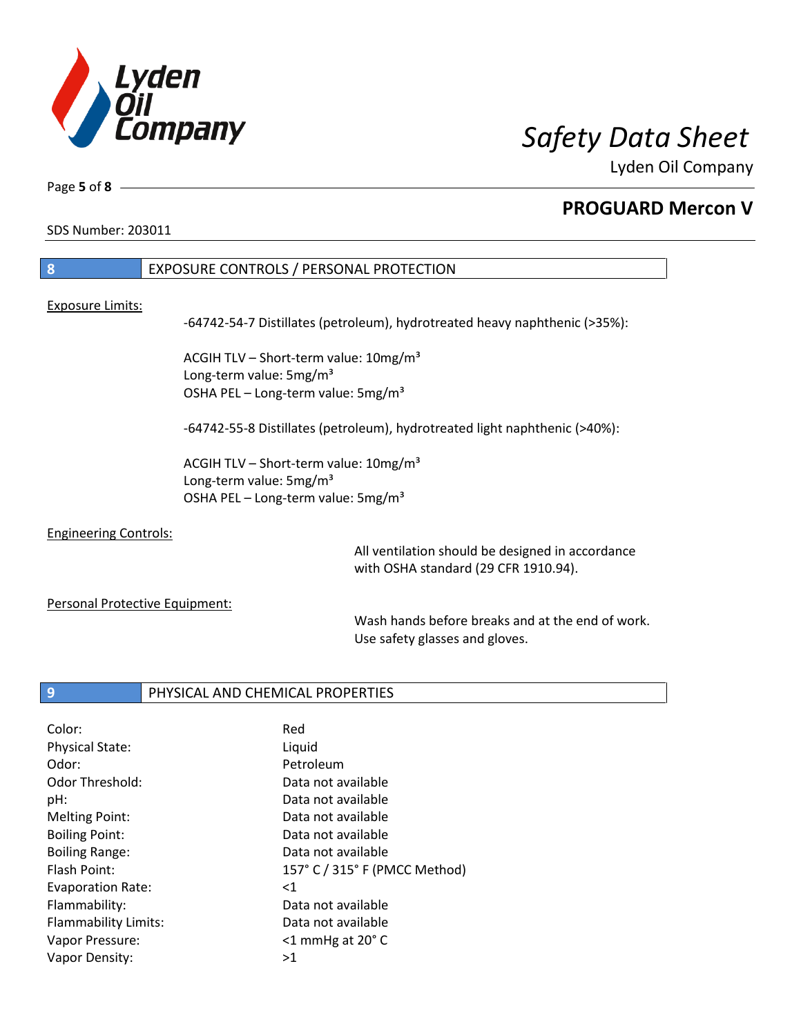## 8 EXPOSURE CONTROLS / PERSONAL PROTECTION

Exposure Limits:

-64742-54-7 Distillates (petroleum), hydrotreated heavy naphthenic (>35%):

ACGIH TLV – Short-term value: 10mg/m³
Long-term value: 5mg/m³
OSHA PEL – Long-term value: 5mg/m³

-64742-55-8 Distillates (petroleum), hydrotreated light naphthenic (>40%):

ACGIH TLV – Short-term value: 10mg/m³
Long-term value: 5mg/m³
OSHA PEL – Long-term value: 5mg/m³

Engineering Controls:

All ventilation should be designed in accordance with OSHA standard (29 CFR 1910.94).

Personal Protective Equipment:

Wash hands before breaks and at the end of work. Use safety glasses and gloves.

## 9 PHYSICAL AND CHEMICAL PROPERTIES

| | |
|---|---|
| Color: | Red |
| Physical State: | Liquid |
| Odor: | Petroleum |
| Odor Threshold: | Data not available |
| pH: | Data not available |
| Melting Point: | Data not available |
| Boiling Point: | Data not available |
| Boiling Range: | Data not available |
| Flash Point: | 157° C / 315° F (PMCC Method) |
| Evaporation Rate: | <1 |
| Flammability: | Data not available |
| Flammability Limits: | Data not available |
| Vapor Pressure: | <1 mmHg at 20° C |
| Vapor Density: | >1 |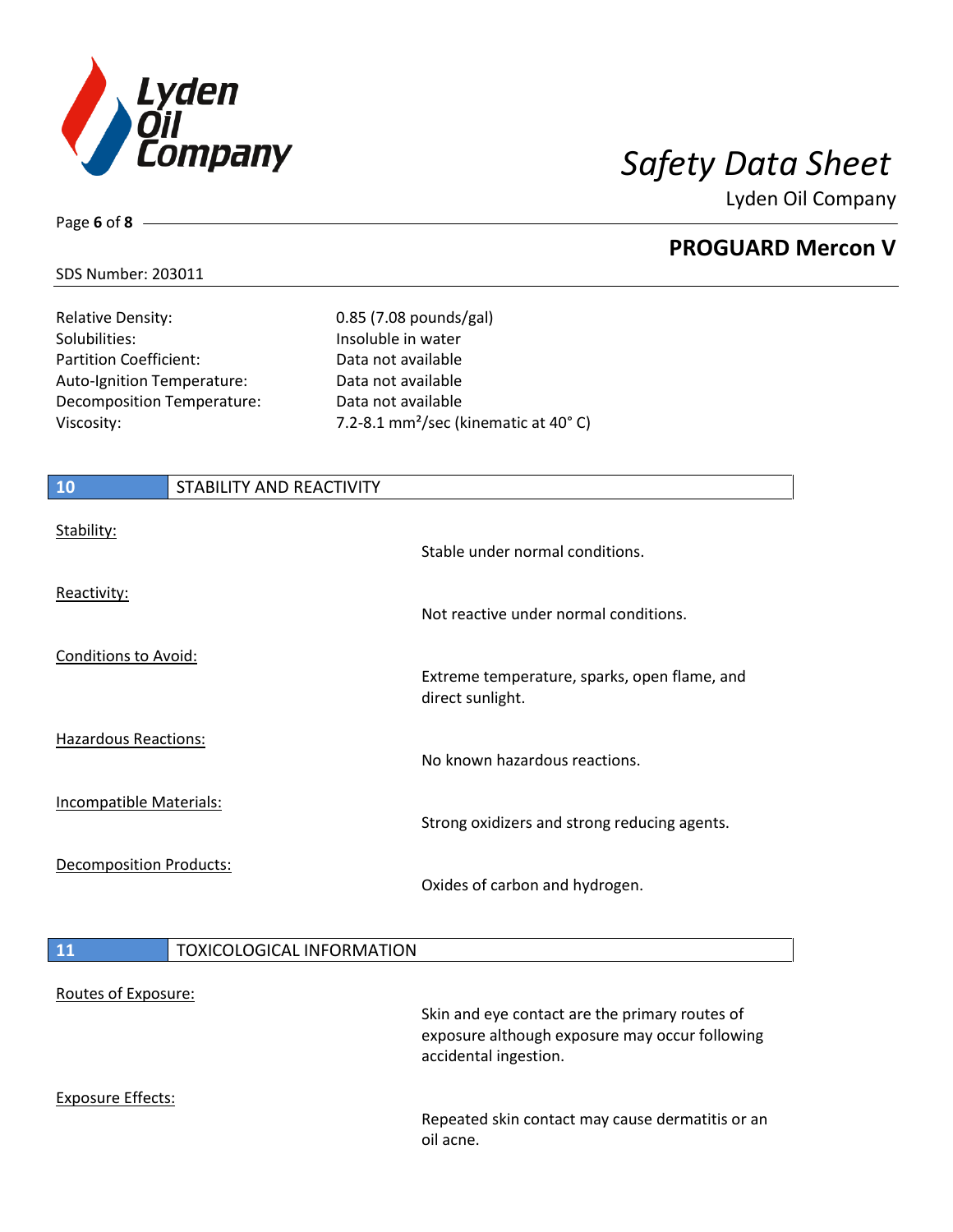| | |
|---|---|
| Relative Density: | 0.85 (7.08 pounds/gal) |
| Solubilities: | Insoluble in water |
| Partition Coefficient: | Data not available |
| Auto-Ignition Temperature: | Data not available |
| Decomposition Temperature: | Data not available |
| Viscosity: | 7.2-8.1 mm²/sec (kinematic at 40° C) |

## 10 STABILITY AND REACTIVITY

| | |
|---|---|
| Stability: | Stable under normal conditions. |
| Reactivity: | Not reactive under normal conditions. |
| Conditions to Avoid: | Extreme temperature, sparks, open flame, and direct sunlight. |
| Hazardous Reactions: | No known hazardous reactions. |
| Incompatible Materials: | Strong oxidizers and strong reducing agents. |
| Decomposition Products: | Oxides of carbon and hydrogen. |

## 11 TOXICOLOGICAL INFORMATION

| | |
|---|---|
| Routes of Exposure: | Skin and eye contact are the primary routes of exposure although exposure may occur following accidental ingestion. |
| Exposure Effects: | Repeated skin contact may cause dermatitis or an oil acne. |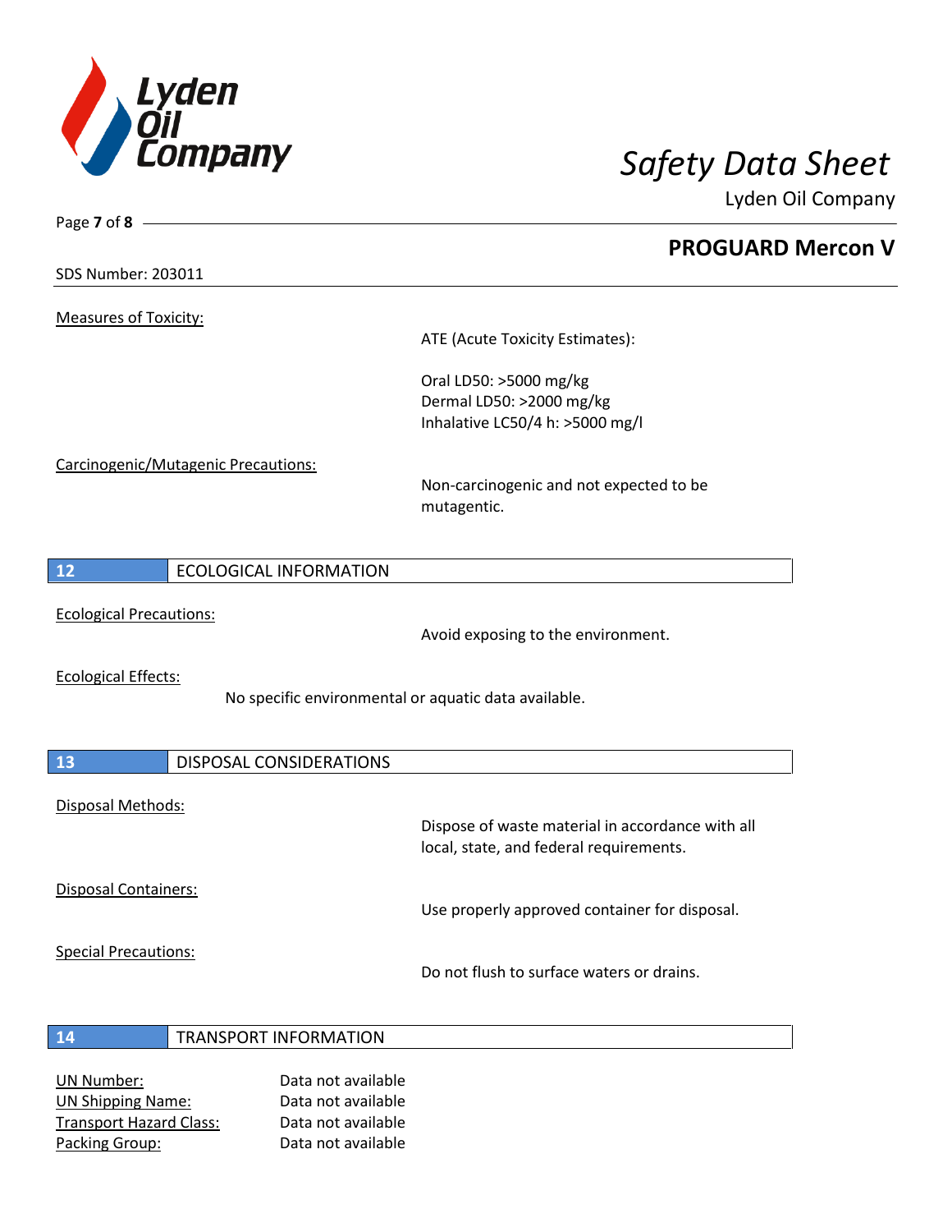Measures of Toxicity:

ATE (Acute Toxicity Estimates):

Oral LD50: >5000 mg/kg
Dermal LD50: >2000 mg/kg
Inhalative LC50/4 h: >5000 mg/l

Carcinogenic/Mutagenic Precautions:

Non-carcinogenic and not expected to be mutagentic.

## 12 ECOLOGICAL INFORMATION

Ecological Precautions:

Avoid exposing to the environment.

Ecological Effects:

No specific environmental or aquatic data available.

## 13 DISPOSAL CONSIDERATIONS

Disposal Methods:

Dispose of waste material in accordance with all local, state, and federal requirements.

Disposal Containers:

Use properly approved container for disposal.

Special Precautions:

Do not flush to surface waters or drains.

## 14 TRANSPORT INFORMATION

| | |
|---|---|
| UN Number: | Data not available |
| UN Shipping Name: | Data not available |
| Transport Hazard Class: | Data not available |
| Packing Group: | Data not available |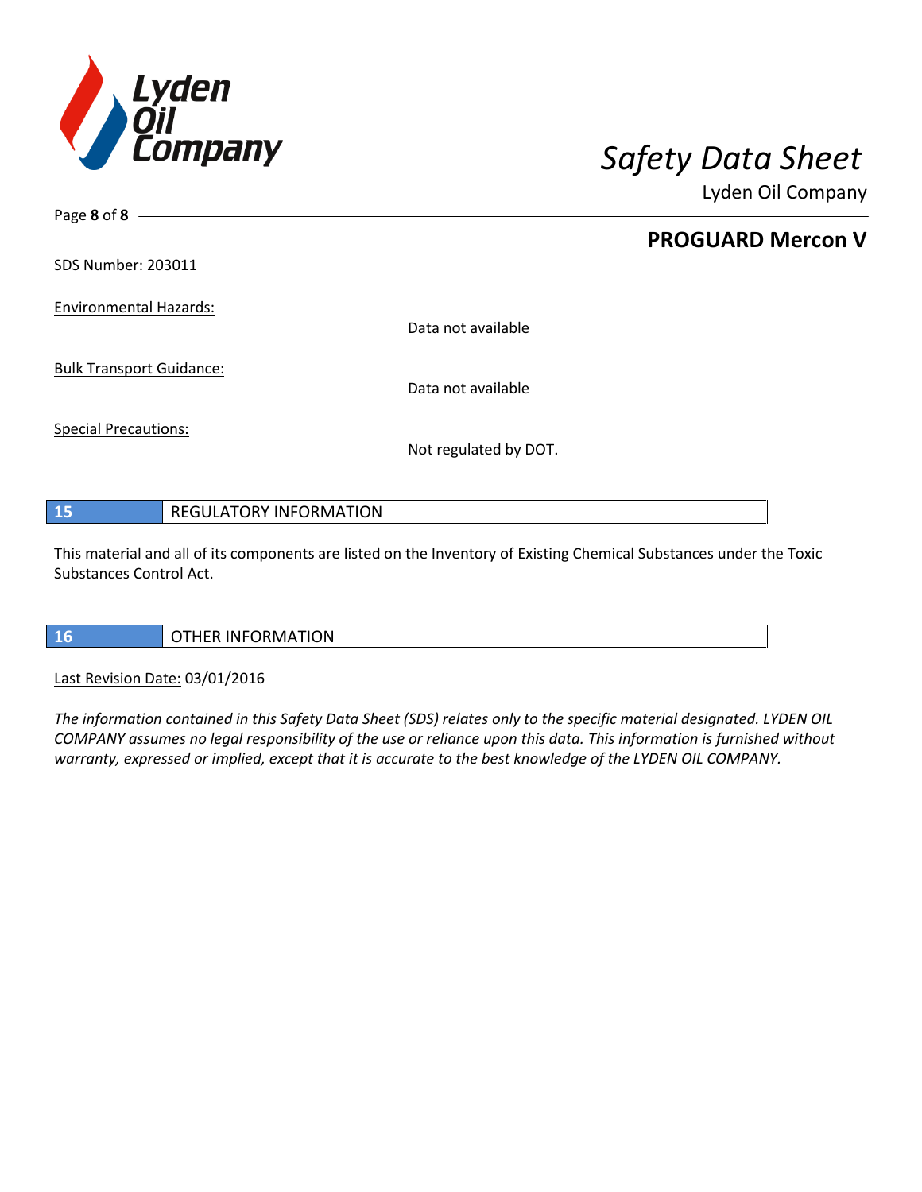Environmental Hazards:

Data not available

Bulk Transport Guidance:

Data not available

Special Precautions:

Not regulated by DOT.

## 15 REGULATORY INFORMATION

This material and all of its components are listed on the Inventory of Existing Chemical Substances under the Toxic Substances Control Act.

## 16 OTHER INFORMATION

Last Revision Date: 03/01/2016

*The information contained in this Safety Data Sheet (SDS) relates only to the specific material designated. LYDEN OIL COMPANY assumes no legal responsibility of the use or reliance upon this data. This information is furnished without warranty, expressed or implied, except that it is accurate to the best knowledge of the LYDEN OIL COMPANY.*